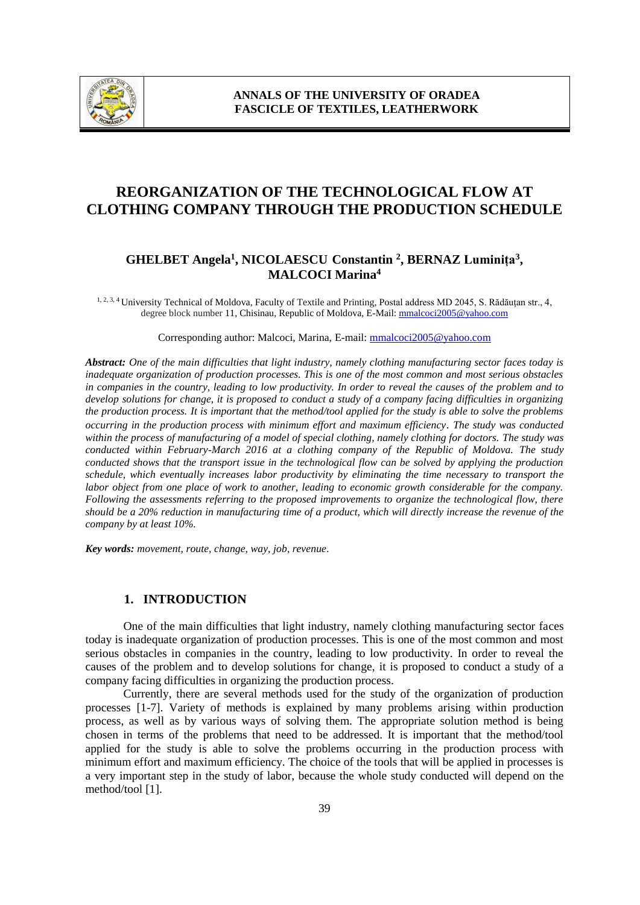# REORGANIZATION OF THE TECHNOLOGICAL FLOW AT CLOTHING COMPANY THROUGH THE PRODUCTION SCHEDULE

**GHELBET Angela[1], NICOLAESCU Constantin [2], BERNAZ Luminița[3], MALCOCI Marina[4]**

[1, 2, 3, 4] University Technical of Moldova, Faculty of Textile and Printing, Postal address MD 2045, S. Rădăuțan str., 4, degree block number 11, Chisinau, Republic of Moldova, E-Mail: mmalcoci2005@yahoo.com

Corresponding author: Malcoci, Marina, E-mail: mmalcoci2005@yahoo.com

***Abstract:*** *One of the main difficulties that light industry, namely clothing manufacturing sector faces today is inadequate organization of production processes. This is one of the most common and most serious obstacles in companies in the country, leading to low productivity. In order to reveal the causes of the problem and to develop solutions for change, it is proposed to conduct a study of a company facing difficulties in organizing the production process. It is important that the method/tool applied for the study is able to solve the problems occurring in the production process with minimum effort and maximum efficiency. The study was conducted within the process of manufacturing of a model of special clothing, namely clothing for doctors. The study was conducted within February-March 2016 at a clothing company of the Republic of Moldova. The study conducted shows that the transport issue in the technological flow can be solved by applying the production schedule, which eventually increases labor productivity by eliminating the time necessary to transport the labor object from one place of work to another, leading to economic growth considerable for the company. Following the assessments referring to the proposed improvements to organize the technological flow, there should be a 20% reduction in manufacturing time of a product, which will directly increase the revenue of the company by at least 10%.*

***Key words:*** *movement, route, change, way, job, revenue.*

## 1. INTRODUCTION

One of the main difficulties that light industry, namely clothing manufacturing sector faces today is inadequate organization of production processes. This is one of the most common and most serious obstacles in companies in the country, leading to low productivity. In order to reveal the causes of the problem and to develop solutions for change, it is proposed to conduct a study of a company facing difficulties in organizing the production process.

Currently, there are several methods used for the study of the organization of production processes [1-7]. Variety of methods is explained by many problems arising within production process, as well as by various ways of solving them. The appropriate solution method is being chosen in terms of the problems that need to be addressed. It is important that the method/tool applied for the study is able to solve the problems occurring in the production process with minimum effort and maximum efficiency. The choice of the tools that will be applied in processes is a very important step in the study of labor, because the whole study conducted will depend on the method/tool [1].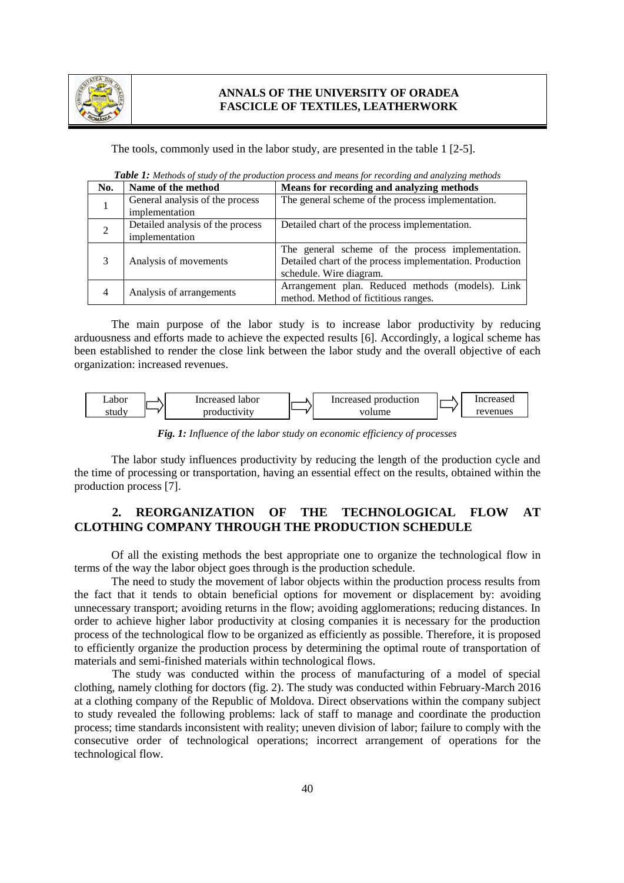The tools, commonly used in the labor study, are presented in the table 1 [2-5].

***Table 1:*** *Methods of study of the production process and means for recording and analyzing methods*

| No. | Name of the method | Means for recording and analyzing methods |
|---|---|---|
| 1 | General analysis of the process implementation | The general scheme of the process implementation. |
| 2 | Detailed analysis of the process implementation | Detailed chart of the process implementation. |
| 3 | Analysis of movements | The general scheme of the process implementation. Detailed chart of the process implementation. Production schedule. Wire diagram. |
| 4 | Analysis of arrangements | Arrangement plan. Reduced methods (models). Link method. Method of fictitious ranges. |

The main purpose of the labor study is to increase labor productivity by reducing arduousness and efforts made to achieve the expected results [6]. Accordingly, a logical scheme has been established to render the close link between the labor study and the overall objective of each organization: increased revenues.

Labor study ⇨ Increased labor productivity ⇨ Increased production volume ⇨ Increased revenues

***Fig. 1:*** *Influence of the labor study on economic efficiency of processes*

The labor study influences productivity by reducing the length of the production cycle and the time of processing or transportation, having an essential effect on the results, obtained within the production process [7].

## 2. REORGANIZATION OF THE TECHNOLOGICAL FLOW AT CLOTHING COMPANY THROUGH THE PRODUCTION SCHEDULE

Of all the existing methods the best appropriate one to organize the technological flow in terms of the way the labor object goes through is the production schedule.

The need to study the movement of labor objects within the production process results from the fact that it tends to obtain beneficial options for movement or displacement by: avoiding unnecessary transport; avoiding returns in the flow; avoiding agglomerations; reducing distances. In order to achieve higher labor productivity at closing companies it is necessary for the production process of the technological flow to be organized as efficiently as possible. Therefore, it is proposed to efficiently organize the production process by determining the optimal route of transportation of materials and semi-finished materials within technological flows.

The study was conducted within the process of manufacturing of a model of special clothing, namely clothing for doctors (fig. 2). The study was conducted within February-March 2016 at a clothing company of the Republic of Moldova. Direct observations within the company subject to study revealed the following problems: lack of staff to manage and coordinate the production process; time standards inconsistent with reality; uneven division of labor; failure to comply with the consecutive order of technological operations; incorrect arrangement of operations for the technological flow.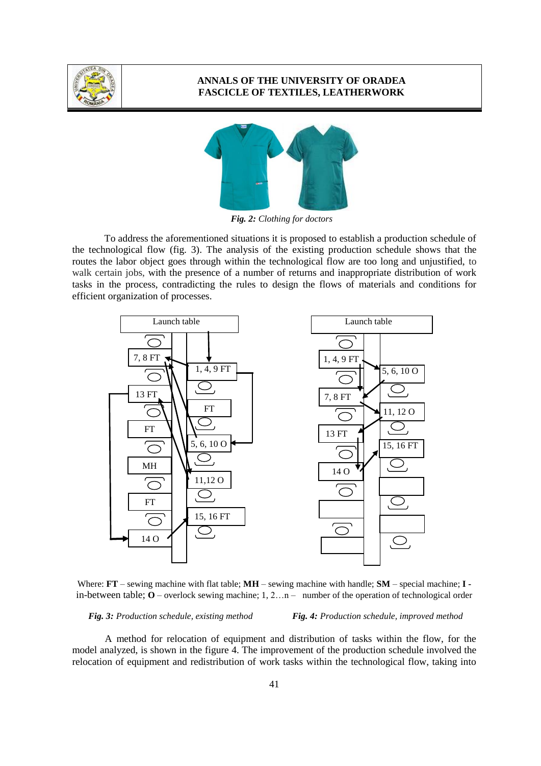*Fig. 2:* *Clothing for doctors*

To address the aforementioned situations it is proposed to establish a production schedule of the technological flow (fig. 3). The analysis of the existing production schedule shows that the routes the labor object goes through within the technological flow are too long and unjustified, to walk certain jobs, with the presence of a number of returns and inappropriate distribution of work tasks in the process, contradicting the rules to design the flows of materials and conditions for efficient organization of processes.

Where: **FT** – sewing machine with flat table; **MH** – sewing machine with handle; **SM** – special machine; **I** - in-between table; **O** – overlock sewing machine; 1, 2…n – number of the operation of technological order

***Fig. 3:*** *Production schedule, existing method*

***Fig. 4:*** *Production schedule, improved method*

A method for relocation of equipment and distribution of tasks within the flow, for the model analyzed, is shown in the figure 4. The improvement of the production schedule involved the relocation of equipment and redistribution of work tasks within the technological flow, taking into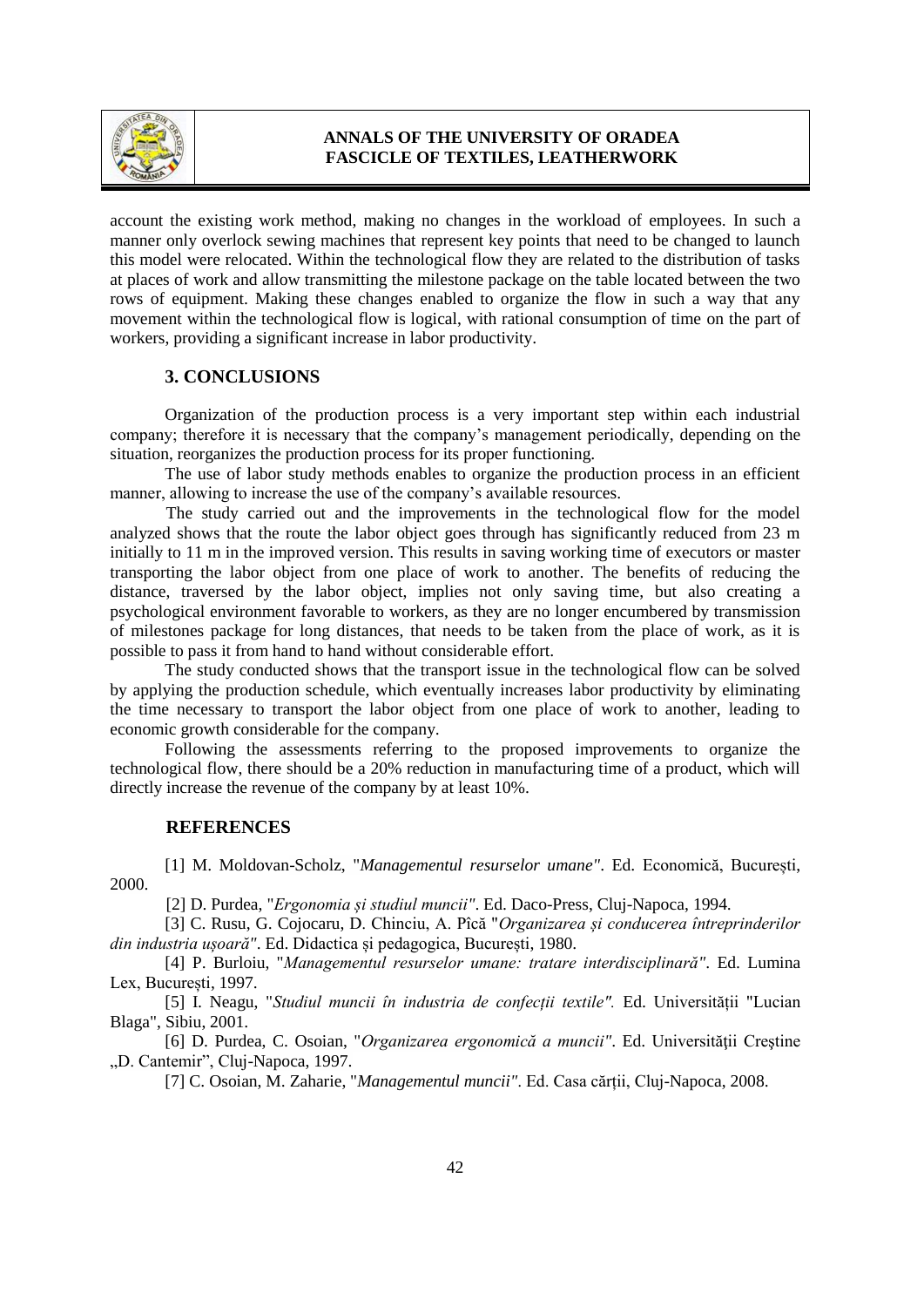account the existing work method, making no changes in the workload of employees. In such a manner only overlock sewing machines that represent key points that need to be changed to launch this model were relocated. Within the technological flow they are related to the distribution of tasks at places of work and allow transmitting the milestone package on the table located between the two rows of equipment. Making these changes enabled to organize the flow in such a way that any movement within the technological flow is logical, with rational consumption of time on the part of workers, providing a significant increase in labor productivity.

## 3. CONCLUSIONS

Organization of the production process is a very important step within each industrial company; therefore it is necessary that the company's management periodically, depending on the situation, reorganizes the production process for its proper functioning.

The use of labor study methods enables to organize the production process in an efficient manner, allowing to increase the use of the company's available resources.

The study carried out and the improvements in the technological flow for the model analyzed shows that the route the labor object goes through has significantly reduced from 23 m initially to 11 m in the improved version. This results in saving working time of executors or master transporting the labor object from one place of work to another. The benefits of reducing the distance, traversed by the labor object, implies not only saving time, but also creating a psychological environment favorable to workers, as they are no longer encumbered by transmission of milestones package for long distances, that needs to be taken from the place of work, as it is possible to pass it from hand to hand without considerable effort.

The study conducted shows that the transport issue in the technological flow can be solved by applying the production schedule, which eventually increases labor productivity by eliminating the time necessary to transport the labor object from one place of work to another, leading to economic growth considerable for the company.

Following the assessments referring to the proposed improvements to organize the technological flow, there should be a 20% reduction in manufacturing time of a product, which will directly increase the revenue of the company by at least 10%.

## REFERENCES

[1] M. Moldovan-Scholz, "*Managementul resurselor umane"*. Ed. Economică, București, 2000.

[2] D. Purdea, "*Ergonomia și studiul muncii"*. Ed. Daco-Press, Cluj-Napoca, 1994.

[3] C. Rusu, G. Cojocaru, D. Chinciu, A. Pîcă "*Organizarea și conducerea întreprinderilor din industria ușoară"*. Ed. Didactica și pedagogica, București, 1980.

[4] P. Burloiu, "*Managementul resurselor umane: tratare interdisciplinară"*. Ed. Lumina Lex, București, 1997.

[5] I. Neagu, "*Studiul muncii în industria de confecții textile".* Ed. Universității "Lucian Blaga", Sibiu, 2001.

[6] D. Purdea, C. Osoian, "*Organizarea ergonomică a muncii"*. Ed. Universității Creștine „D. Cantemir", Cluj-Napoca, 1997.

[7] C. Osoian, M. Zaharie, "*Managementul muncii"*. Ed. Casa cărții, Cluj-Napoca, 2008.